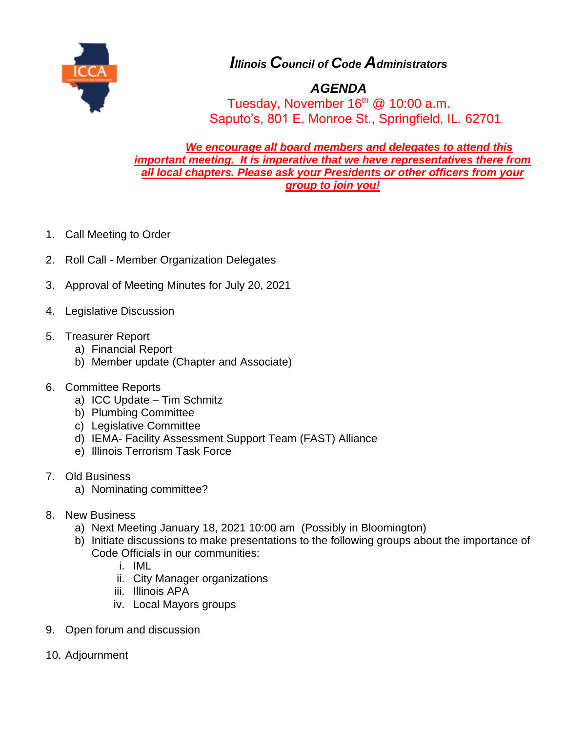# *Illinois Council of Code Administrators*

## *AGENDA*

Tuesday, November 16th @ 10:00 a.m.
Saputo's, 801 E. Monroe St., Springfield, IL. 62701

***We encourage all board members and delegates to attend this important meeting. It is imperative that we have representatives there from all local chapters. Please ask your Presidents or other officers from your group to join you!***

1. Call Meeting to Order
2. Roll Call - Member Organization Delegates
3. Approval of Meeting Minutes for July 20, 2021
4. Legislative Discussion
5. Treasurer Report
   a) Financial Report
   b) Member update (Chapter and Associate)
6. Committee Reports
   a) ICC Update – Tim Schmitz
   b) Plumbing Committee
   c) Legislative Committee
   d) IEMA- Facility Assessment Support Team (FAST) Alliance
   e) Illinois Terrorism Task Force
7. Old Business
   a) Nominating committee?
8. New Business
   a) Next Meeting January 18, 2021 10:00 am (Possibly in Bloomington)
   b) Initiate discussions to make presentations to the following groups about the importance of Code Officials in our communities:
      i. IML
      ii. City Manager organizations
      iii. Illinois APA
      iv. Local Mayors groups
9. Open forum and discussion
10. Adjournment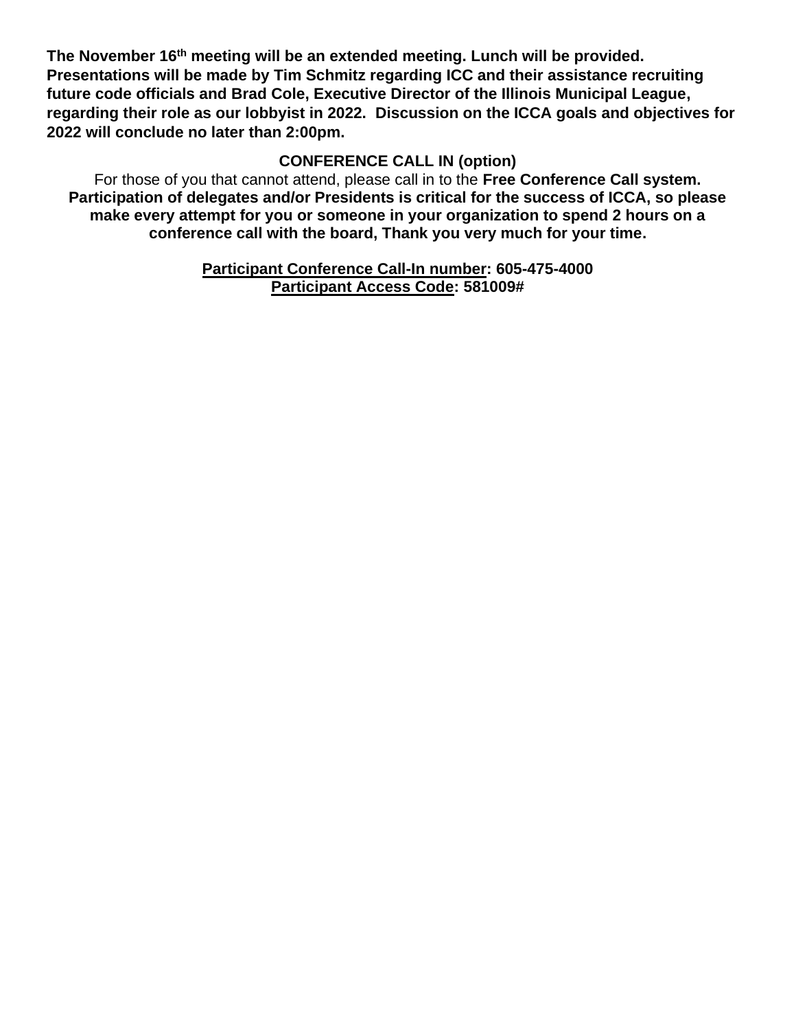**The November 16th meeting will be an extended meeting. Lunch will be provided. Presentations will be made by Tim Schmitz regarding ICC and their assistance recruiting future code officials and Brad Cole, Executive Director of the Illinois Municipal League, regarding their role as our lobbyist in 2022. Discussion on the ICCA goals and objectives for 2022 will conclude no later than 2:00pm.**

**CONFERENCE CALL IN (option)**

For those of you that cannot attend, please call in to the **Free Conference Call system. Participation of delegates and/or Presidents is critical for the success of ICCA, so please make every attempt for you or someone in your organization to spend 2 hours on a conference call with the board, Thank you very much for your time.**

**Participant Conference Call-In number: 605-475-4000**
**Participant Access Code: 581009#**